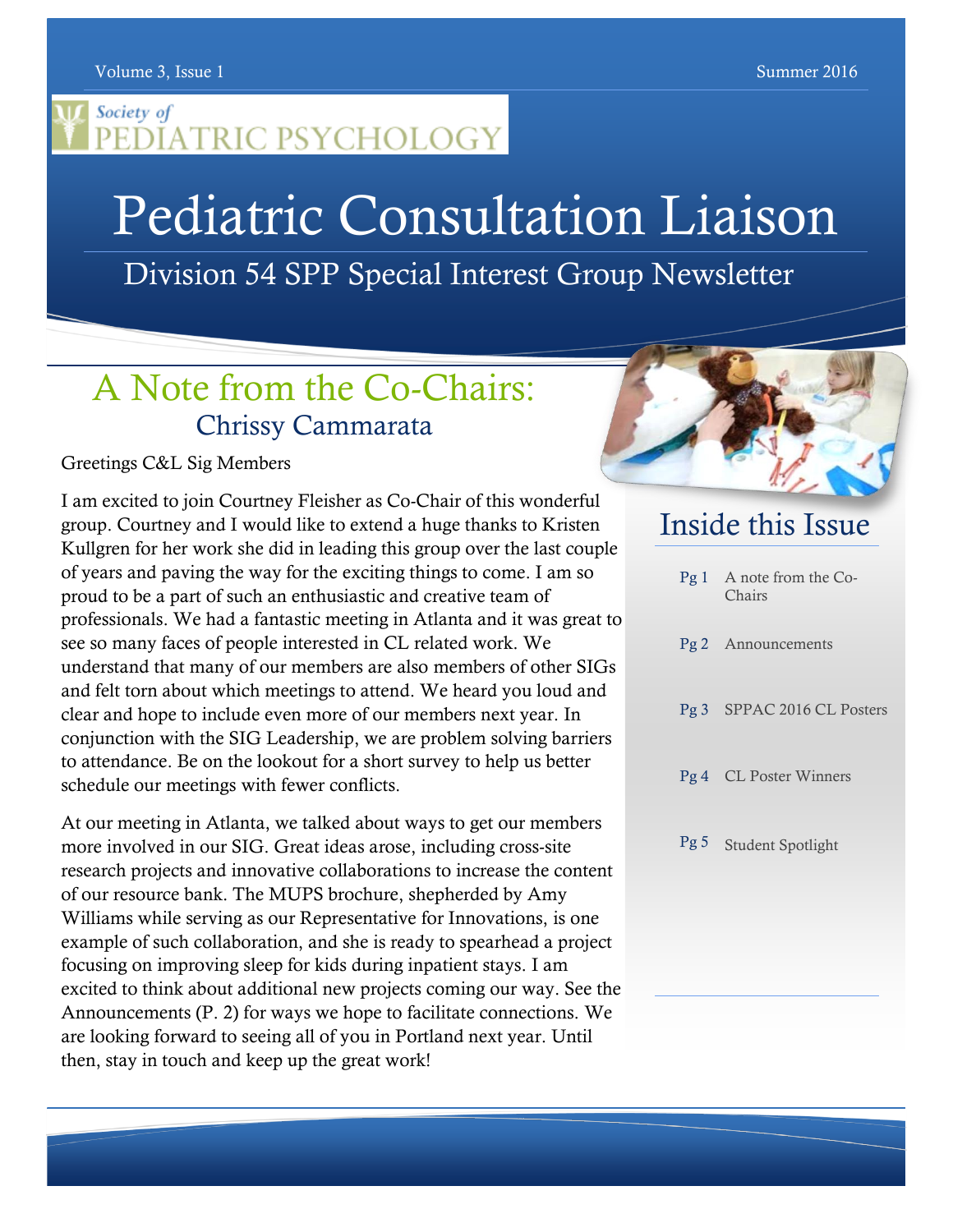Society of PEDIATRIC PSYCHOLOGY

# Pediatric Consultation Liaison

## Division 54 SPP Special Interest Group Newsletter

## A Note from the Co-Chairs:

### Chrissy Cammarata

Greetings C&L Sig Members

I am excited to join Courtney Fleisher as Co-Chair of this wonderful group. Courtney and I would like to extend a huge thanks to Kristen Kullgren for her work she did in leading this group over the last couple of years and paving the way for the exciting things to come. I am so proud to be a part of such an enthusiastic and creative team of professionals. We had a fantastic meeting in Atlanta and it was great to see so many faces of people interested in CL related work. We understand that many of our members are also members of other SIGs and felt torn about which meetings to attend. We heard you loud and clear and hope to include even more of our members next year. In conjunction with the SIG Leadership, we are problem solving barriers to attendance. Be on the lookout for a short survey to help us better schedule our meetings with fewer conflicts.

At our meeting in Atlanta, we talked about ways to get our members more involved in our SIG. Great ideas arose, including cross-site research projects and innovative collaborations to increase the content of our resource bank. The MUPS brochure, shepherded by Amy Williams while serving as our Representative for Innovations, is one example of such collaboration, and she is ready to spearhead a project focusing on improving sleep for kids during inpatient stays. I am excited to think about additional new projects coming our way. See the Announcements (P. 2) for ways we hope to facilitate connections. We are looking forward to seeing all of you in Portland next year. Until then, stay in touch and keep up the great work!

## Inside this Issue

| | |
|---|---|
| Pg 1 | A note from the Co-Chairs |
| Pg 2 | Announcements |
| Pg 3 | SPPAC 2016 CL Posters |
| Pg 4 | CL Poster Winners |
| Pg 5 | Student Spotlight |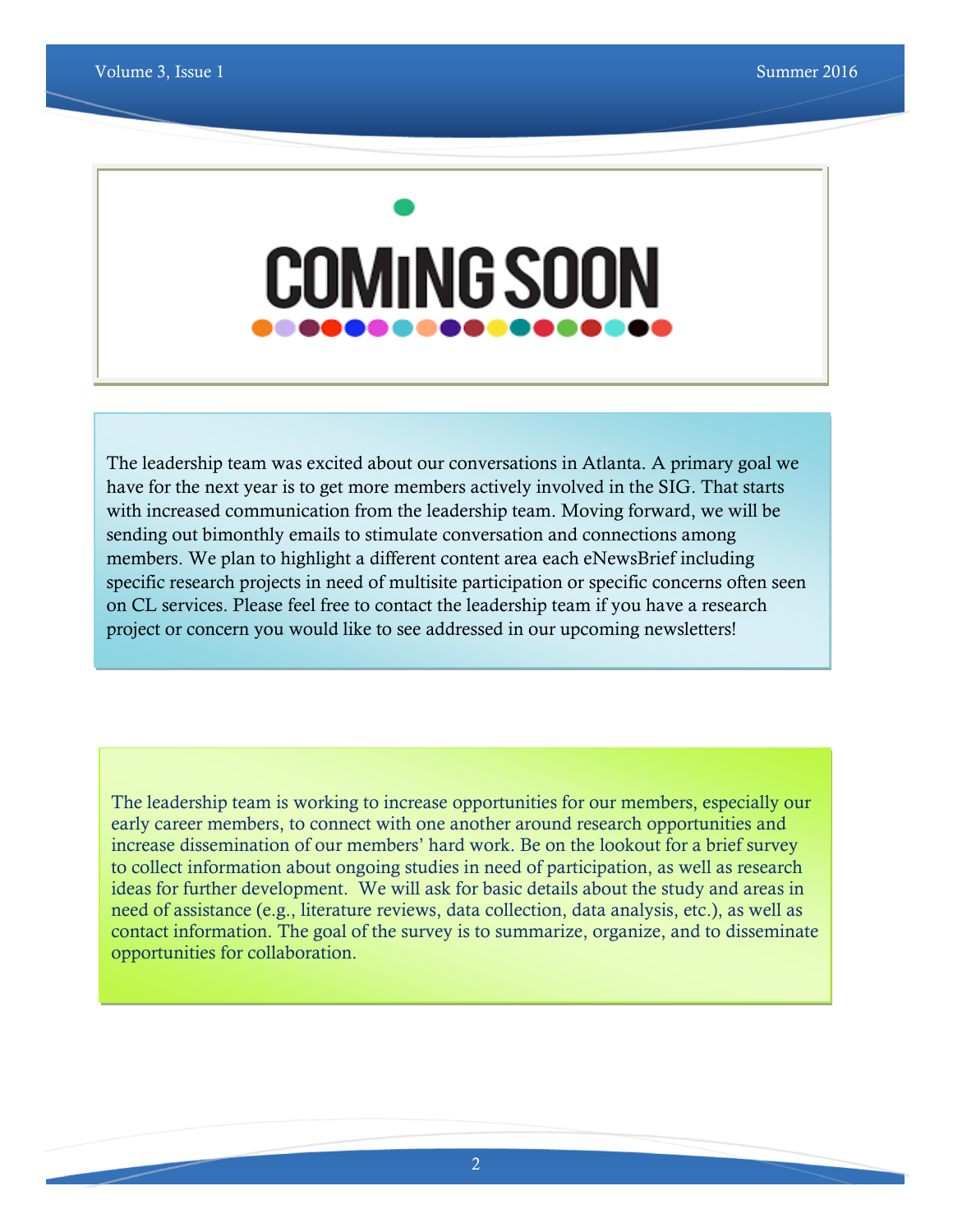# COMING SOON

The leadership team was excited about our conversations in Atlanta. A primary goal we have for the next year is to get more members actively involved in the SIG. That starts with increased communication from the leadership team. Moving forward, we will be sending out bimonthly emails to stimulate conversation and connections among members. We plan to highlight a different content area each eNewsBrief including specific research projects in need of multisite participation or specific concerns often seen on CL services. Please feel free to contact the leadership team if you have a research project or concern you would like to see addressed in our upcoming newsletters!

The leadership team is working to increase opportunities for our members, especially our early career members, to connect with one another around research opportunities and increase dissemination of our members' hard work. Be on the lookout for a brief survey to collect information about ongoing studies in need of participation, as well as research ideas for further development. We will ask for basic details about the study and areas in need of assistance (e.g., literature reviews, data collection, data analysis, etc.), as well as contact information. The goal of the survey is to summarize, organize, and to disseminate opportunities for collaboration.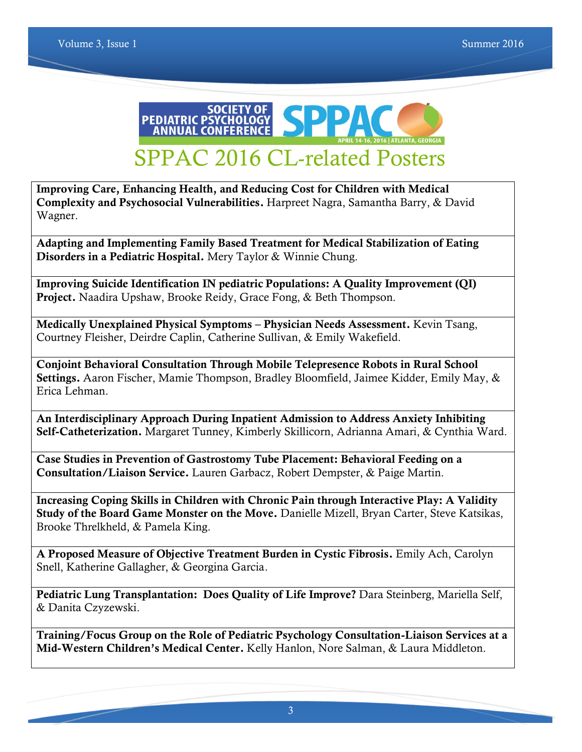# SPPAC 2016 CL-related Posters

**Improving Care, Enhancing Health, and Reducing Cost for Children with Medical Complexity and Psychosocial Vulnerabilities.** Harpreet Nagra, Samantha Barry, & David Wagner.

**Adapting and Implementing Family Based Treatment for Medical Stabilization of Eating Disorders in a Pediatric Hospital.** Mery Taylor & Winnie Chung.

**Improving Suicide Identification IN pediatric Populations: A Quality Improvement (QI) Project.** Naadira Upshaw, Brooke Reidy, Grace Fong, & Beth Thompson.

**Medically Unexplained Physical Symptoms – Physician Needs Assessment.** Kevin Tsang, Courtney Fleisher, Deirdre Caplin, Catherine Sullivan, & Emily Wakefield.

**Conjoint Behavioral Consultation Through Mobile Telepresence Robots in Rural School Settings.** Aaron Fischer, Mamie Thompson, Bradley Bloomfield, Jaimee Kidder, Emily May, & Erica Lehman.

**An Interdisciplinary Approach During Inpatient Admission to Address Anxiety Inhibiting Self-Catheterization.** Margaret Tunney, Kimberly Skillicorn, Adrianna Amari, & Cynthia Ward.

**Case Studies in Prevention of Gastrostomy Tube Placement: Behavioral Feeding on a Consultation/Liaison Service.** Lauren Garbacz, Robert Dempster, & Paige Martin.

**Increasing Coping Skills in Children with Chronic Pain through Interactive Play: A Validity Study of the Board Game Monster on the Move.** Danielle Mizell, Bryan Carter, Steve Katsikas, Brooke Threlkheld, & Pamela King.

**A Proposed Measure of Objective Treatment Burden in Cystic Fibrosis.** Emily Ach, Carolyn Snell, Katherine Gallagher, & Georgina Garcia.

**Pediatric Lung Transplantation: Does Quality of Life Improve?** Dara Steinberg, Mariella Self, & Danita Czyzewski.

**Training/Focus Group on the Role of Pediatric Psychology Consultation-Liaison Services at a Mid-Western Children's Medical Center.** Kelly Hanlon, Nore Salman, & Laura Middleton.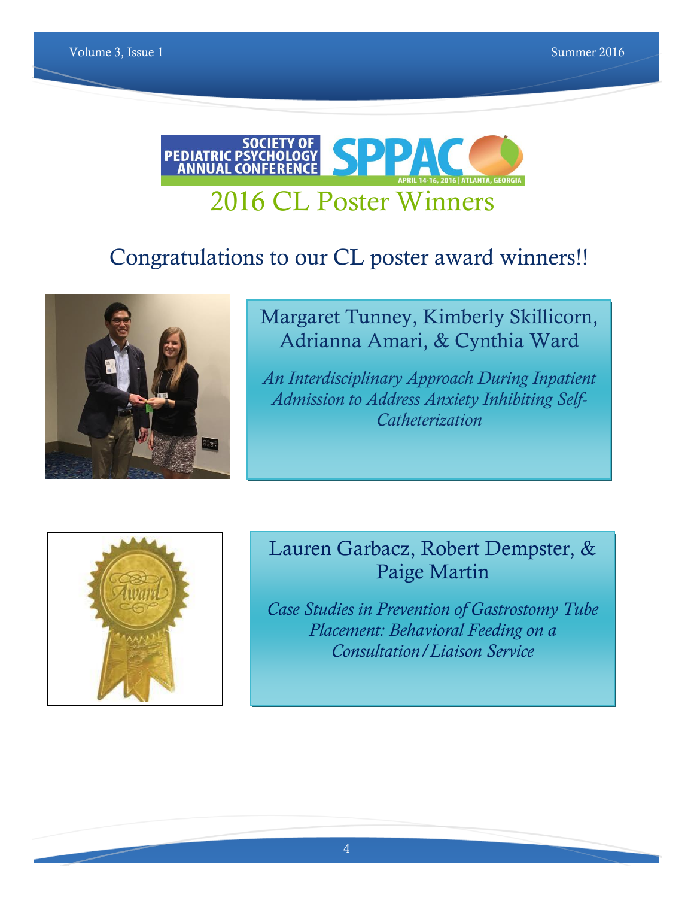SOCIETY OF PEDIATRIC PSYCHOLOGY ANNUAL CONFERENCE

SPPAC

APRIL 14-16, 2016 | ATLANTA, GEORGIA

# 2016 CL Poster Winners

## Congratulations to our CL poster award winners!!

### Margaret Tunney, Kimberly Skillicorn, Adrianna Amari, & Cynthia Ward

*An Interdisciplinary Approach During Inpatient Admission to Address Anxiety Inhibiting Self-Catheterization*

### Lauren Garbacz, Robert Dempster, & Paige Martin

*Case Studies in Prevention of Gastrostomy Tube Placement: Behavioral Feeding on a Consultation/Liaison Service*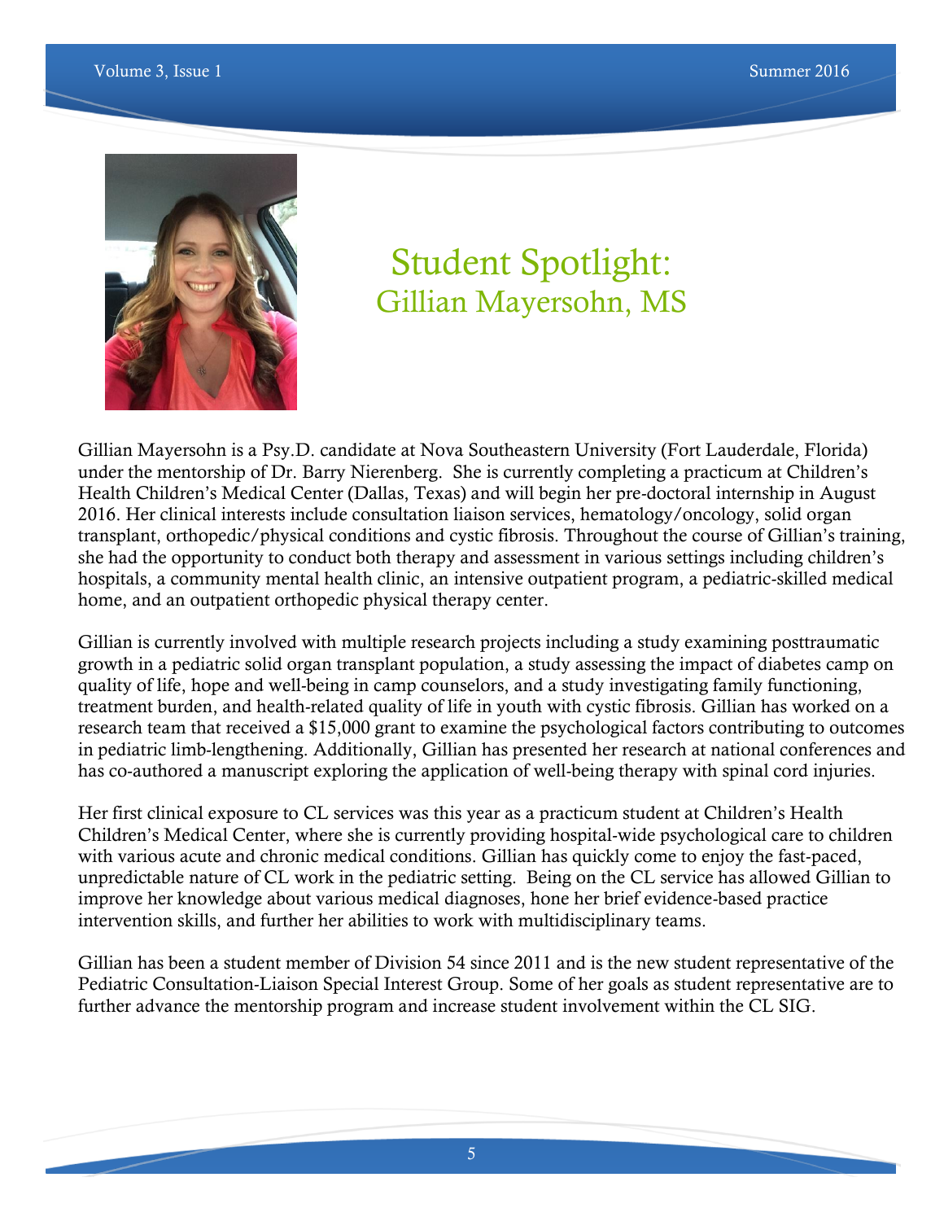# Student Spotlight:
## Gillian Mayersohn, MS

Gillian Mayersohn is a Psy.D. candidate at Nova Southeastern University (Fort Lauderdale, Florida) under the mentorship of Dr. Barry Nierenberg. She is currently completing a practicum at Children's Health Children's Medical Center (Dallas, Texas) and will begin her pre-doctoral internship in August 2016. Her clinical interests include consultation liaison services, hematology/oncology, solid organ transplant, orthopedic/physical conditions and cystic fibrosis. Throughout the course of Gillian's training, she had the opportunity to conduct both therapy and assessment in various settings including children's hospitals, a community mental health clinic, an intensive outpatient program, a pediatric-skilled medical home, and an outpatient orthopedic physical therapy center.

Gillian is currently involved with multiple research projects including a study examining posttraumatic growth in a pediatric solid organ transplant population, a study assessing the impact of diabetes camp on quality of life, hope and well-being in camp counselors, and a study investigating family functioning, treatment burden, and health-related quality of life in youth with cystic fibrosis. Gillian has worked on a research team that received a $15,000 grant to examine the psychological factors contributing to outcomes in pediatric limb-lengthening. Additionally, Gillian has presented her research at national conferences and has co-authored a manuscript exploring the application of well-being therapy with spinal cord injuries.

Her first clinical exposure to CL services was this year as a practicum student at Children's Health Children's Medical Center, where she is currently providing hospital-wide psychological care to children with various acute and chronic medical conditions. Gillian has quickly come to enjoy the fast-paced, unpredictable nature of CL work in the pediatric setting. Being on the CL service has allowed Gillian to improve her knowledge about various medical diagnoses, hone her brief evidence-based practice intervention skills, and further her abilities to work with multidisciplinary teams.

Gillian has been a student member of Division 54 since 2011 and is the new student representative of the Pediatric Consultation-Liaison Special Interest Group. Some of her goals as student representative are to further advance the mentorship program and increase student involvement within the CL SIG.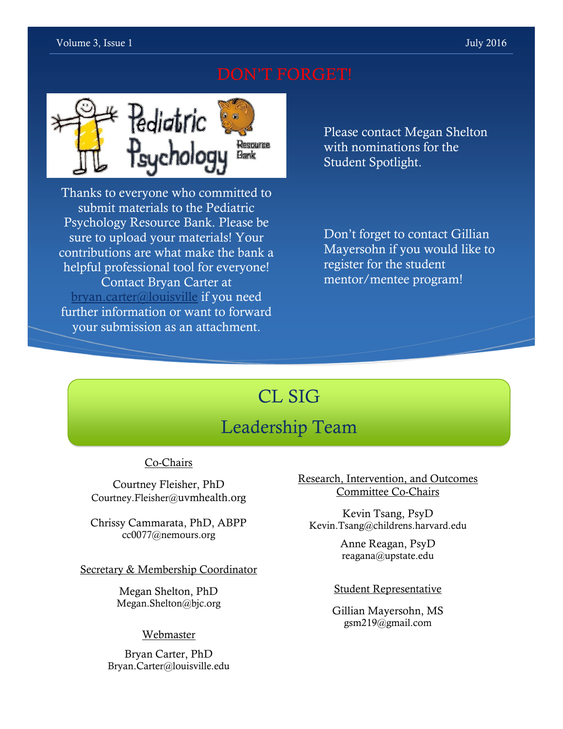## DON'T FORGET!

Thanks to everyone who committed to submit materials to the Pediatric Psychology Resource Bank. Please be sure to upload your materials! Your contributions are what make the bank a helpful professional tool for everyone! Contact Bryan Carter at bryan.carter@louisville if you need further information or want to forward your submission as an attachment.

Please contact Megan Shelton with nominations for the Student Spotlight.

Don't forget to contact Gillian Mayersohn if you would like to register for the student mentor/mentee program!

## CL SIG Leadership Team

**Co-Chairs**

Courtney Fleisher, PhD
Courtney.Fleisher@uvmhealth.org

Chrissy Cammarata, PhD, ABPP
cc0077@nemours.org

**Secretary & Membership Coordinator**

Megan Shelton, PhD
Megan.Shelton@bjc.org

**Webmaster**

Bryan Carter, PhD
Bryan.Carter@louisville.edu

**Research, Intervention, and Outcomes Committee Co-Chairs**

Kevin Tsang, PsyD
Kevin.Tsang@childrens.harvard.edu

Anne Reagan, PsyD
reagana@upstate.edu

**Student Representative**

Gillian Mayersohn, MS
gsm219@gmail.com